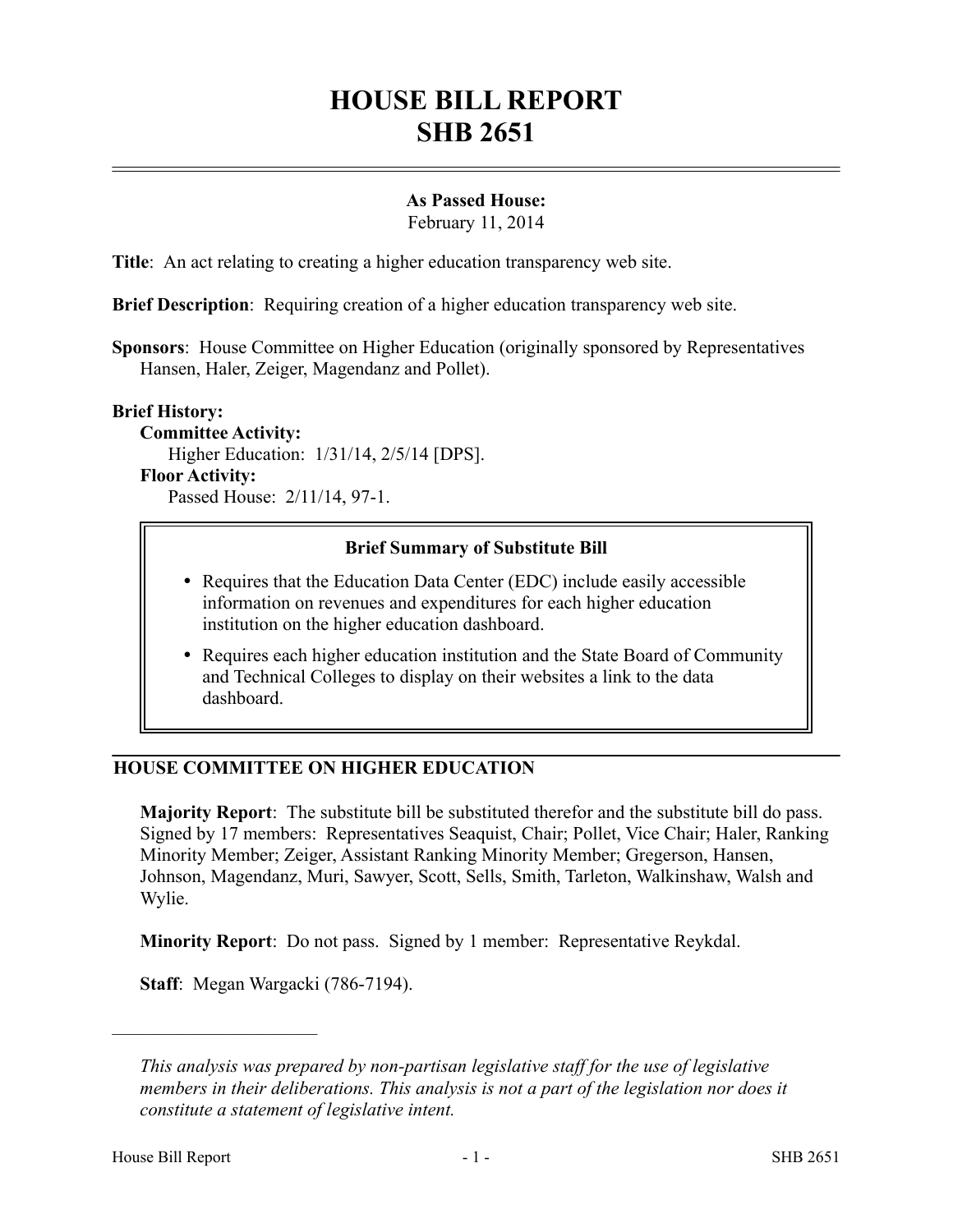# HOUSE BILL REPORT
# SHB 2651

**As Passed House:**
February 11, 2014

**Title**: An act relating to creating a higher education transparency web site.

**Brief Description**: Requiring creation of a higher education transparency web site.

**Sponsors**: House Committee on Higher Education (originally sponsored by Representatives Hansen, Haler, Zeiger, Magendanz and Pollet).

**Brief History:**

**Committee Activity:**

Higher Education: 1/31/14, 2/5/14 [DPS].

**Floor Activity:**

Passed House: 2/11/14, 97-1.

**Brief Summary of Substitute Bill**

- Requires that the Education Data Center (EDC) include easily accessible information on revenues and expenditures for each higher education institution on the higher education dashboard.
- Requires each higher education institution and the State Board of Community and Technical Colleges to display on their websites a link to the data dashboard.

## HOUSE COMMITTEE ON HIGHER EDUCATION

**Majority Report**: The substitute bill be substituted therefor and the substitute bill do pass. Signed by 17 members: Representatives Seaquist, Chair; Pollet, Vice Chair; Haler, Ranking Minority Member; Zeiger, Assistant Ranking Minority Member; Gregerson, Hansen, Johnson, Magendanz, Muri, Sawyer, Scott, Sells, Smith, Tarleton, Walkinshaw, Walsh and Wylie.

**Minority Report**: Do not pass. Signed by 1 member: Representative Reykdal.

**Staff**: Megan Wargacki (786-7194).

---

*This analysis was prepared by non-partisan legislative staff for the use of legislative members in their deliberations. This analysis is not a part of the legislation nor does it constitute a statement of legislative intent.*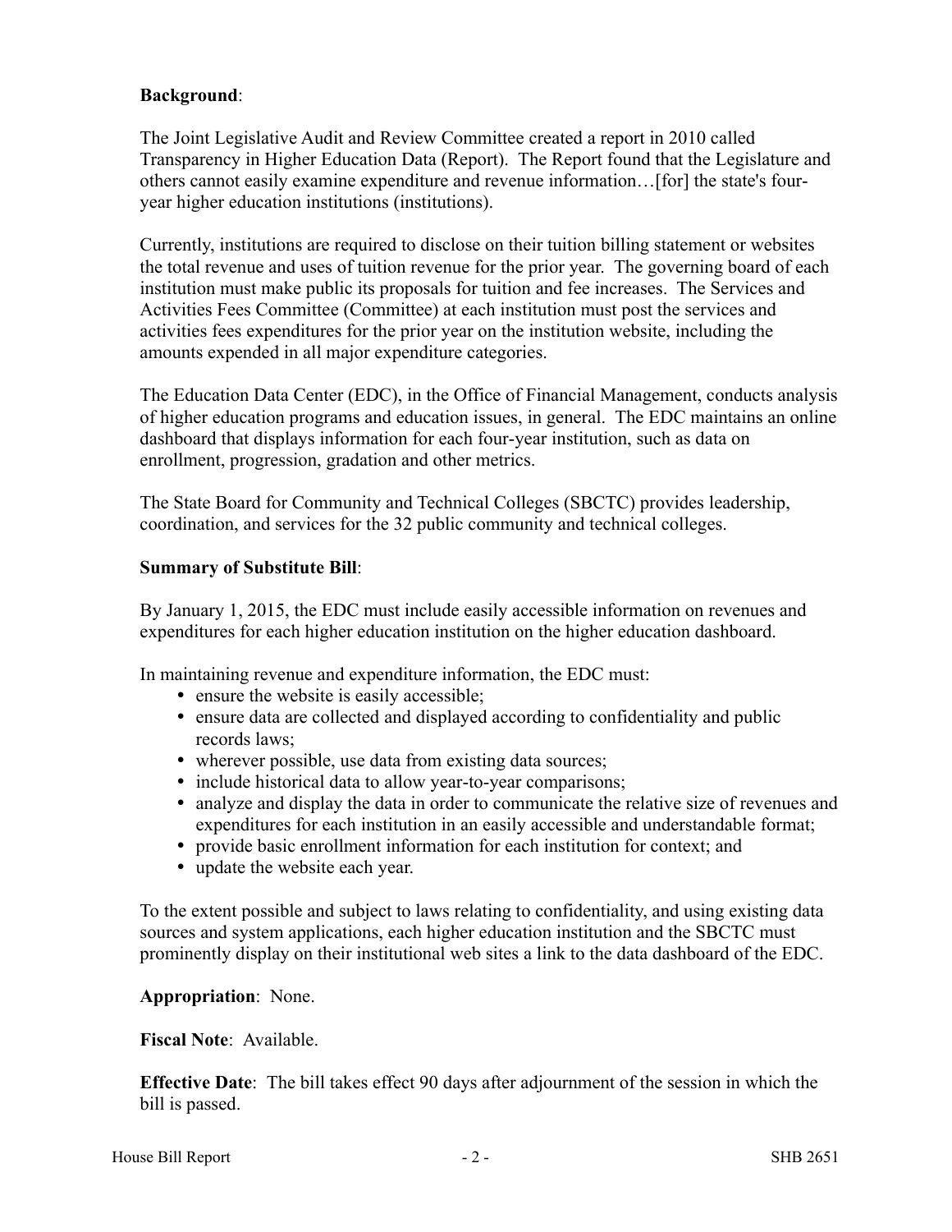**Background**:

The Joint Legislative Audit and Review Committee created a report in 2010 called Transparency in Higher Education Data (Report). The Report found that the Legislature and others cannot easily examine expenditure and revenue information…[for] the state's four-year higher education institutions (institutions).

Currently, institutions are required to disclose on their tuition billing statement or websites the total revenue and uses of tuition revenue for the prior year. The governing board of each institution must make public its proposals for tuition and fee increases. The Services and Activities Fees Committee (Committee) at each institution must post the services and activities fees expenditures for the prior year on the institution website, including the amounts expended in all major expenditure categories.

The Education Data Center (EDC), in the Office of Financial Management, conducts analysis of higher education programs and education issues, in general. The EDC maintains an online dashboard that displays information for each four-year institution, such as data on enrollment, progression, gradation and other metrics.

The State Board for Community and Technical Colleges (SBCTC) provides leadership, coordination, and services for the 32 public community and technical colleges.

**Summary of Substitute Bill**:

By January 1, 2015, the EDC must include easily accessible information on revenues and expenditures for each higher education institution on the higher education dashboard.

In maintaining revenue and expenditure information, the EDC must:

- ensure the website is easily accessible;
- ensure data are collected and displayed according to confidentiality and public records laws;
- wherever possible, use data from existing data sources;
- include historical data to allow year-to-year comparisons;
- analyze and display the data in order to communicate the relative size of revenues and expenditures for each institution in an easily accessible and understandable format;
- provide basic enrollment information for each institution for context; and
- update the website each year.

To the extent possible and subject to laws relating to confidentiality, and using existing data sources and system applications, each higher education institution and the SBCTC must prominently display on their institutional web sites a link to the data dashboard of the EDC.

**Appropriation**: None.

**Fiscal Note**: Available.

**Effective Date**: The bill takes effect 90 days after adjournment of the session in which the bill is passed.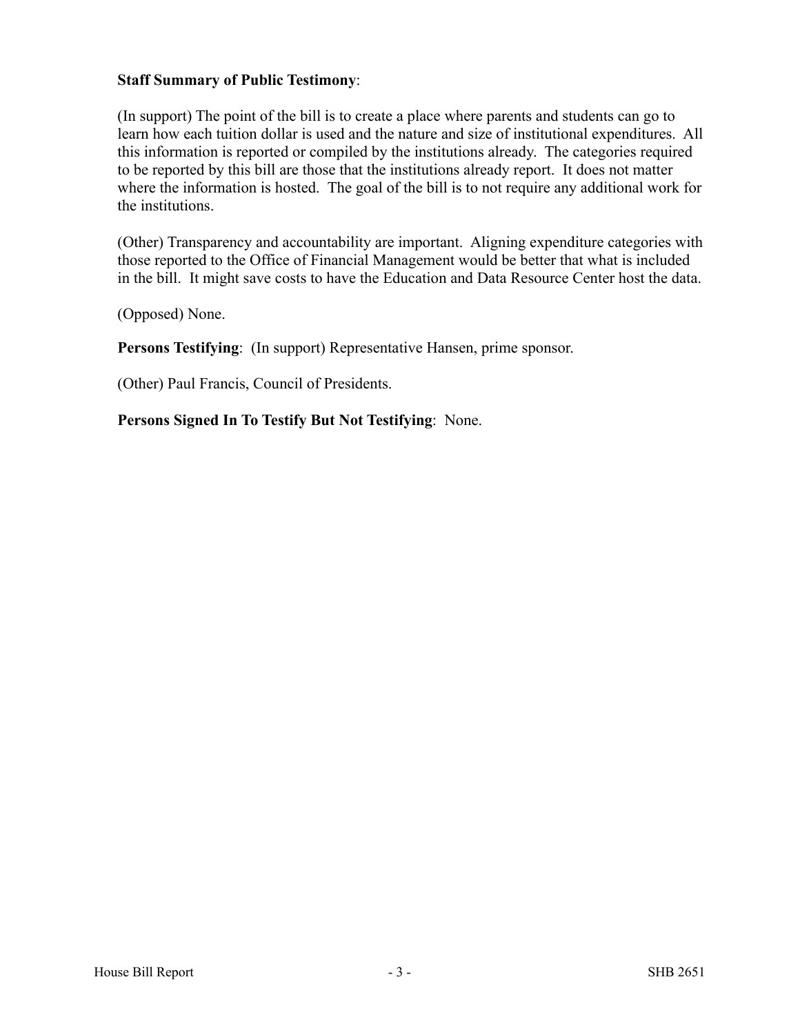**Staff Summary of Public Testimony**:

(In support) The point of the bill is to create a place where parents and students can go to learn how each tuition dollar is used and the nature and size of institutional expenditures. All this information is reported or compiled by the institutions already. The categories required to be reported by this bill are those that the institutions already report. It does not matter where the information is hosted. The goal of the bill is to not require any additional work for the institutions.

(Other) Transparency and accountability are important. Aligning expenditure categories with those reported to the Office of Financial Management would be better that what is included in the bill. It might save costs to have the Education and Data Resource Center host the data.

(Opposed) None.

**Persons Testifying**: (In support) Representative Hansen, prime sponsor.

(Other) Paul Francis, Council of Presidents.

**Persons Signed In To Testify But Not Testifying**: None.